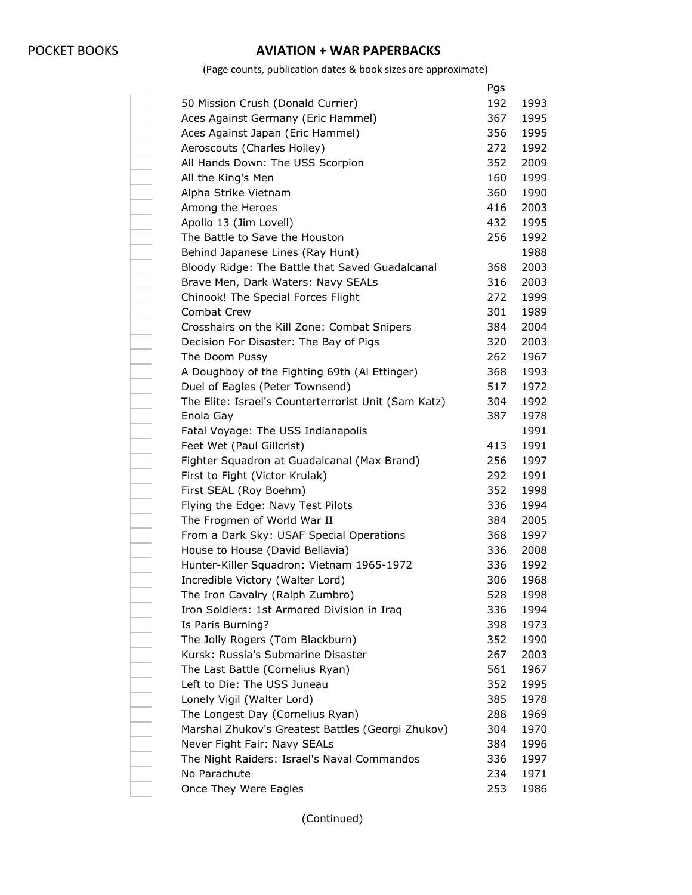POCKET BOOKS

# AVIATION + WAR PAPERBACKS

(Page counts, publication dates & book sizes are approximate)

| | Title | Pgs | |
|---|---|---|---|
| ☐ | 50 Mission Crush (Donald Currier) | 192 | 1993 |
| ☐ | Aces Against Germany (Eric Hammel) | 367 | 1995 |
| ☐ | Aces Against Japan (Eric Hammel) | 356 | 1995 |
| ☐ | Aeroscouts (Charles Holley) | 272 | 1992 |
| ☐ | All Hands Down: The USS Scorpion | 352 | 2009 |
| ☐ | All the King's Men | 160 | 1999 |
| ☐ | Alpha Strike Vietnam | 360 | 1990 |
| ☐ | Among the Heroes | 416 | 2003 |
| ☐ | Apollo 13 (Jim Lovell) | 432 | 1995 |
| ☐ | The Battle to Save the Houston | 256 | 1992 |
| ☐ | Behind Japanese Lines (Ray Hunt) | | 1988 |
| ☐ | Bloody Ridge: The Battle that Saved Guadalcanal | 368 | 2003 |
| ☐ | Brave Men, Dark Waters: Navy SEALs | 316 | 2003 |
| ☐ | Chinook! The Special Forces Flight | 272 | 1999 |
| ☐ | Combat Crew | 301 | 1989 |
| ☐ | Crosshairs on the Kill Zone: Combat Snipers | 384 | 2004 |
| ☐ | Decision For Disaster: The Bay of Pigs | 320 | 2003 |
| ☐ | The Doom Pussy | 262 | 1967 |
| ☐ | A Doughboy of the Fighting 69th (Al Ettinger) | 368 | 1993 |
| ☐ | Duel of Eagles (Peter Townsend) | 517 | 1972 |
| ☐ | The Elite: Israel's Counterterrorist Unit (Sam Katz) | 304 | 1992 |
| ☐ | Enola Gay | 387 | 1978 |
| ☐ | Fatal Voyage: The USS Indianapolis | | 1991 |
| ☐ | Feet Wet (Paul Gillcrist) | 413 | 1991 |
| ☐ | Fighter Squadron at Guadalcanal (Max Brand) | 256 | 1997 |
| ☐ | First to Fight (Victor Krulak) | 292 | 1991 |
| ☐ | First SEAL (Roy Boehm) | 352 | 1998 |
| ☐ | Flying the Edge: Navy Test Pilots | 336 | 1994 |
| ☐ | The Frogmen of World War II | 384 | 2005 |
| ☐ | From a Dark Sky: USAF Special Operations | 368 | 1997 |
| ☐ | House to House (David Bellavia) | 336 | 2008 |
| ☐ | Hunter-Killer Squadron: Vietnam 1965-1972 | 336 | 1992 |
| ☐ | Incredible Victory (Walter Lord) | 306 | 1968 |
| ☐ | The Iron Cavalry (Ralph Zumbro) | 528 | 1998 |
| ☐ | Iron Soldiers: 1st Armored Division in Iraq | 336 | 1994 |
| ☐ | Is Paris Burning? | 398 | 1973 |
| ☐ | The Jolly Rogers (Tom Blackburn) | 352 | 1990 |
| ☐ | Kursk: Russia's Submarine Disaster | 267 | 2003 |
| ☐ | The Last Battle (Cornelius Ryan) | 561 | 1967 |
| ☐ | Left to Die: The USS Juneau | 352 | 1995 |
| ☐ | Lonely Vigil (Walter Lord) | 385 | 1978 |
| ☐ | The Longest Day (Cornelius Ryan) | 288 | 1969 |
| ☐ | Marshal Zhukov's Greatest Battles (Georgi Zhukov) | 304 | 1970 |
| ☐ | Never Fight Fair: Navy SEALs | 384 | 1996 |
| ☐ | The Night Raiders: Israel's Naval Commandos | 336 | 1997 |
| ☐ | No Parachute | 234 | 1971 |
| ☐ | Once They Were Eagles | 253 | 1986 |

(Continued)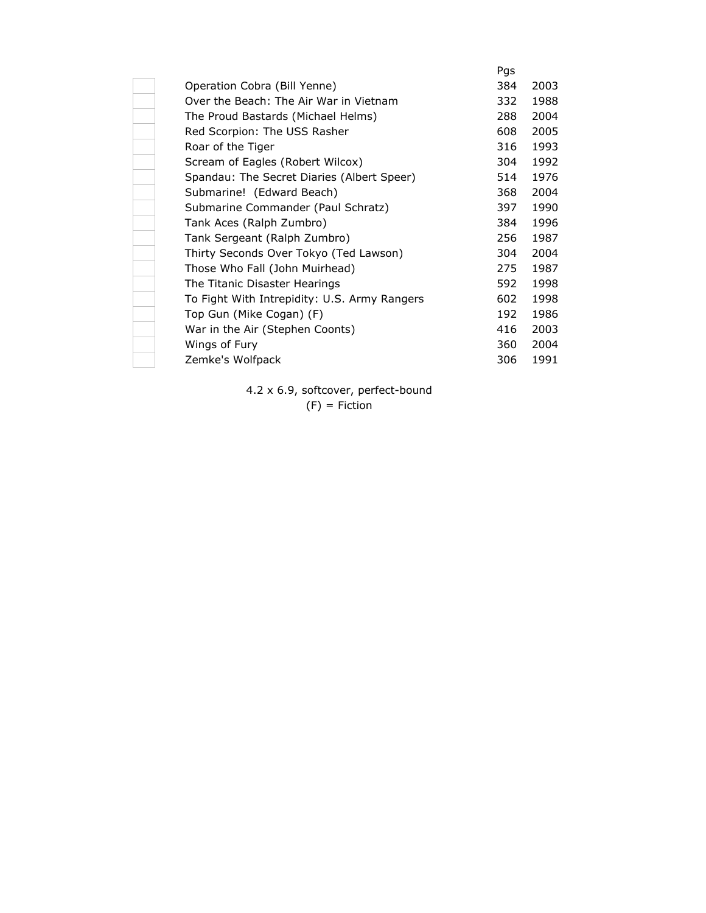| | | Pgs | |
|---|---|---|---|
| | Operation Cobra (Bill Yenne) | 384 | 2003 |
| | Over the Beach: The Air War in Vietnam | 332 | 1988 |
| | The Proud Bastards (Michael Helms) | 288 | 2004 |
| | Red Scorpion: The USS Rasher | 608 | 2005 |
| | Roar of the Tiger | 316 | 1993 |
| | Scream of Eagles (Robert Wilcox) | 304 | 1992 |
| | Spandau: The Secret Diaries (Albert Speer) | 514 | 1976 |
| | Submarine! (Edward Beach) | 368 | 2004 |
| | Submarine Commander (Paul Schratz) | 397 | 1990 |
| | Tank Aces (Ralph Zumbro) | 384 | 1996 |
| | Tank Sergeant (Ralph Zumbro) | 256 | 1987 |
| | Thirty Seconds Over Tokyo (Ted Lawson) | 304 | 2004 |
| | Those Who Fall (John Muirhead) | 275 | 1987 |
| | The Titanic Disaster Hearings | 592 | 1998 |
| | To Fight With Intrepidity: U.S. Army Rangers | 602 | 1998 |
| | Top Gun (Mike Cogan) (F) | 192 | 1986 |
| | War in the Air (Stephen Coonts) | 416 | 2003 |
| | Wings of Fury | 360 | 2004 |
| | Zemke's Wolfpack | 306 | 1991 |

4.2 x 6.9, softcover, perfect-bound
(F) = Fiction